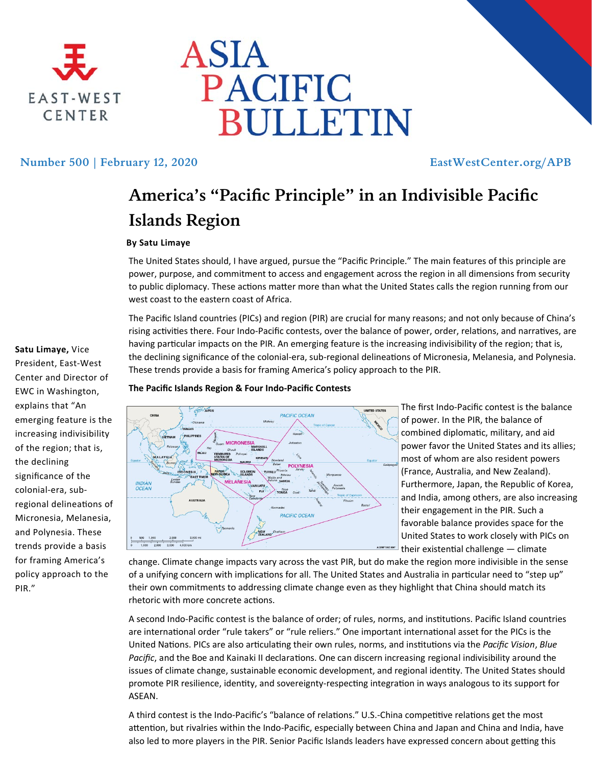# ASIA PACIFIC BULLETIN

EAST-WEST CENTER

Number 500 | February 12, 2020

EastWestCenter.org/APB

## America's "Pacific Principle" in an Indivisible Pacific Islands Region

**By Satu Limaye**

**Satu Limaye,** Vice President, East-West Center and Director of EWC in Washington, explains that "An emerging feature is the increasing indivisibility of the region; that is, the declining significance of the colonial-era, sub-regional delineations of Micronesia, Melanesia, and Polynesia. These trends provide a basis for framing America's policy approach to the PIR."

The United States should, I have argued, pursue the "Pacific Principle." The main features of this principle are power, purpose, and commitment to access and engagement across the region in all dimensions from security to public diplomacy. These actions matter more than what the United States calls the region running from our west coast to the eastern coast of Africa.

The Pacific Island countries (PICs) and region (PIR) are crucial for many reasons; and not only because of China's rising activities there. Four Indo-Pacific contests, over the balance of power, order, relations, and narratives, are having particular impacts on the PIR. An emerging feature is the increasing indivisibility of the region; that is, the declining significance of the colonial-era, sub-regional delineations of Micronesia, Melanesia, and Polynesia. These trends provide a basis for framing America's policy approach to the PIR.

**The Pacific Islands Region & Four Indo-Pacific Contests**

The first Indo-Pacific contest is the balance of power. In the PIR, the balance of combined diplomatic, military, and aid power favor the United States and its allies; most of whom are also resident powers (France, Australia, and New Zealand). Furthermore, Japan, the Republic of Korea, and India, among others, are also increasing their engagement in the PIR. Such a favorable balance provides space for the United States to work closely with PICs on their existential challenge — climate change. Climate change impacts vary across the vast PIR, but do make the region more indivisible in the sense of a unifying concern with implications for all. The United States and Australia in particular need to "step up" their own commitments to addressing climate change even as they highlight that China should match its rhetoric with more concrete actions.

A second Indo-Pacific contest is the balance of order; of rules, norms, and institutions. Pacific Island countries are international order "rule takers" or "rule reliers." One important international asset for the PICs is the United Nations. PICs are also articulating their own rules, norms, and institutions via the *Pacific Vision*, *Blue Pacific*, and the Boe and Kainaki II declarations. One can discern increasing regional indivisibility around the issues of climate change, sustainable economic development, and regional identity. The United States should promote PIR resilience, identity, and sovereignty-respecting integration in ways analogous to its support for ASEAN.

A third contest is the Indo-Pacific's "balance of relations." U.S.-China competitive relations get the most attention, but rivalries within the Indo-Pacific, especially between China and Japan and China and India, have also led to more players in the PIR. Senior Pacific Islands leaders have expressed concern about getting this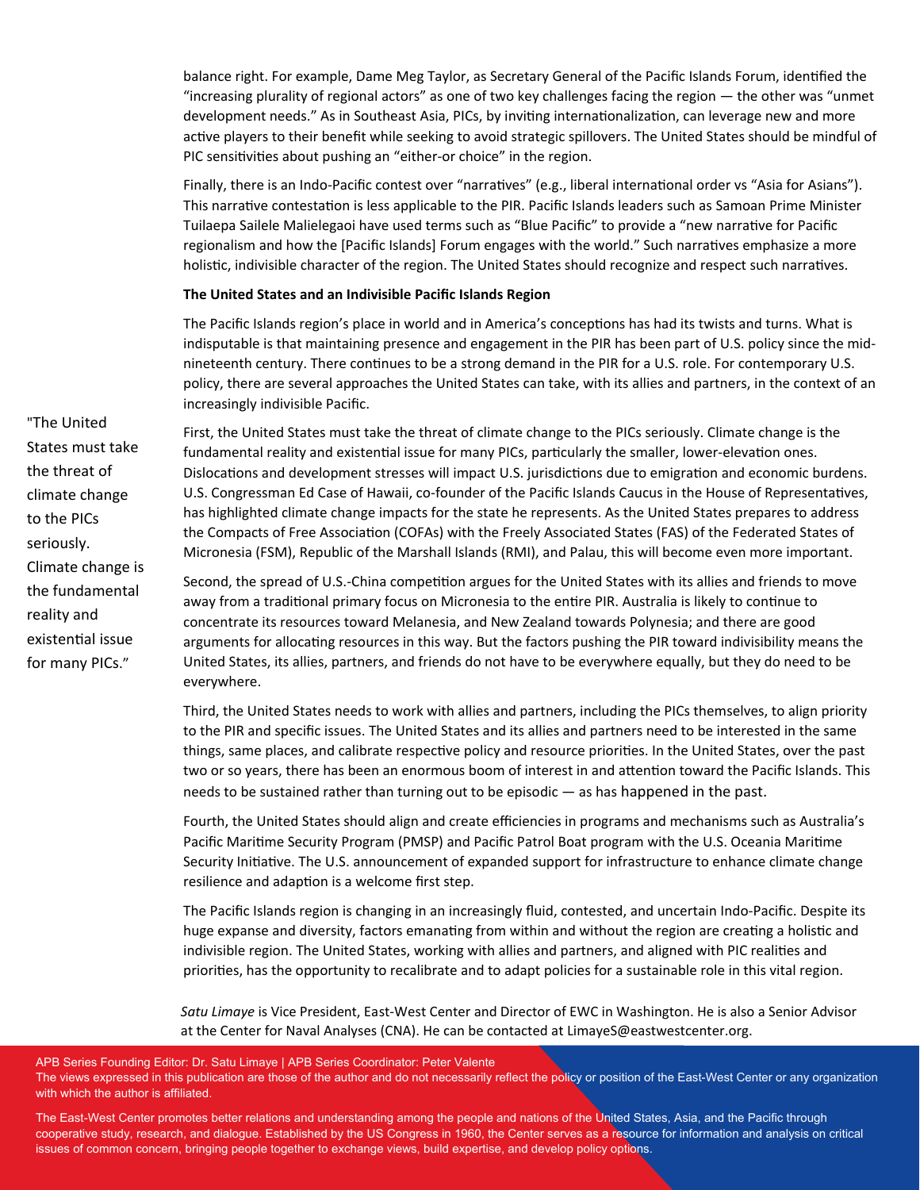balance right. For example, Dame Meg Taylor, as Secretary General of the Pacific Islands Forum, identified the "increasing plurality of regional actors" as one of two key challenges facing the region — the other was "unmet development needs." As in Southeast Asia, PICs, by inviting internationalization, can leverage new and more active players to their benefit while seeking to avoid strategic spillovers. The United States should be mindful of PIC sensitivities about pushing an "either-or choice" in the region.

Finally, there is an Indo-Pacific contest over "narratives" (e.g., liberal international order vs "Asia for Asians"). This narrative contestation is less applicable to the PIR. Pacific Islands leaders such as Samoan Prime Minister Tuilaepa Sailele Malielegaoi have used terms such as "Blue Pacific" to provide a "new narrative for Pacific regionalism and how the [Pacific Islands] Forum engages with the world." Such narratives emphasize a more holistic, indivisible character of the region. The United States should recognize and respect such narratives.

**The United States and an Indivisible Pacific Islands Region**

The Pacific Islands region's place in world and in America's conceptions has had its twists and turns. What is indisputable is that maintaining presence and engagement in the PIR has been part of U.S. policy since the mid-nineteenth century. There continues to be a strong demand in the PIR for a U.S. role. For contemporary U.S. policy, there are several approaches the United States can take, with its allies and partners, in the context of an increasingly indivisible Pacific.

"The United States must take the threat of climate change to the PICs seriously. Climate change is the fundamental reality and existential issue for many PICs."

First, the United States must take the threat of climate change to the PICs seriously. Climate change is the fundamental reality and existential issue for many PICs, particularly the smaller, lower-elevation ones. Dislocations and development stresses will impact U.S. jurisdictions due to emigration and economic burdens. U.S. Congressman Ed Case of Hawaii, co-founder of the Pacific Islands Caucus in the House of Representatives, has highlighted climate change impacts for the state he represents. As the United States prepares to address the Compacts of Free Association (COFAs) with the Freely Associated States (FAS) of the Federated States of Micronesia (FSM), Republic of the Marshall Islands (RMI), and Palau, this will become even more important.

Second, the spread of U.S.-China competition argues for the United States with its allies and friends to move away from a traditional primary focus on Micronesia to the entire PIR. Australia is likely to continue to concentrate its resources toward Melanesia, and New Zealand towards Polynesia; and there are good arguments for allocating resources in this way. But the factors pushing the PIR toward indivisibility means the United States, its allies, partners, and friends do not have to be everywhere equally, but they do need to be everywhere.

Third, the United States needs to work with allies and partners, including the PICs themselves, to align priority to the PIR and specific issues. The United States and its allies and partners need to be interested in the same things, same places, and calibrate respective policy and resource priorities. In the United States, over the past two or so years, there has been an enormous boom of interest in and attention toward the Pacific Islands. This needs to be sustained rather than turning out to be episodic — as has happened in the past.

Fourth, the United States should align and create efficiencies in programs and mechanisms such as Australia's Pacific Maritime Security Program (PMSP) and Pacific Patrol Boat program with the U.S. Oceania Maritime Security Initiative. The U.S. announcement of expanded support for infrastructure to enhance climate change resilience and adaption is a welcome first step.

The Pacific Islands region is changing in an increasingly fluid, contested, and uncertain Indo-Pacific. Despite its huge expanse and diversity, factors emanating from within and without the region are creating a holistic and indivisible region. The United States, working with allies and partners, and aligned with PIC realities and priorities, has the opportunity to recalibrate and to adapt policies for a sustainable role in this vital region.

*Satu Limaye* is Vice President, East-West Center and Director of EWC in Washington. He is also a Senior Advisor at the Center for Naval Analyses (CNA). He can be contacted at LimayeS@eastwestcenter.org.

APB Series Founding Editor: Dr. Satu Limaye | APB Series Coordinator: Peter Valente
The views expressed in this publication are those of the author and do not necessarily reflect the policy or position of the East-West Center or any organization with which the author is affiliated.

The East-West Center promotes better relations and understanding among the people and nations of the United States, Asia, and the Pacific through cooperative study, research, and dialogue. Established by the US Congress in 1960, the Center serves as a resource for information and analysis on critical issues of common concern, bringing people together to exchange views, build expertise, and develop policy options.